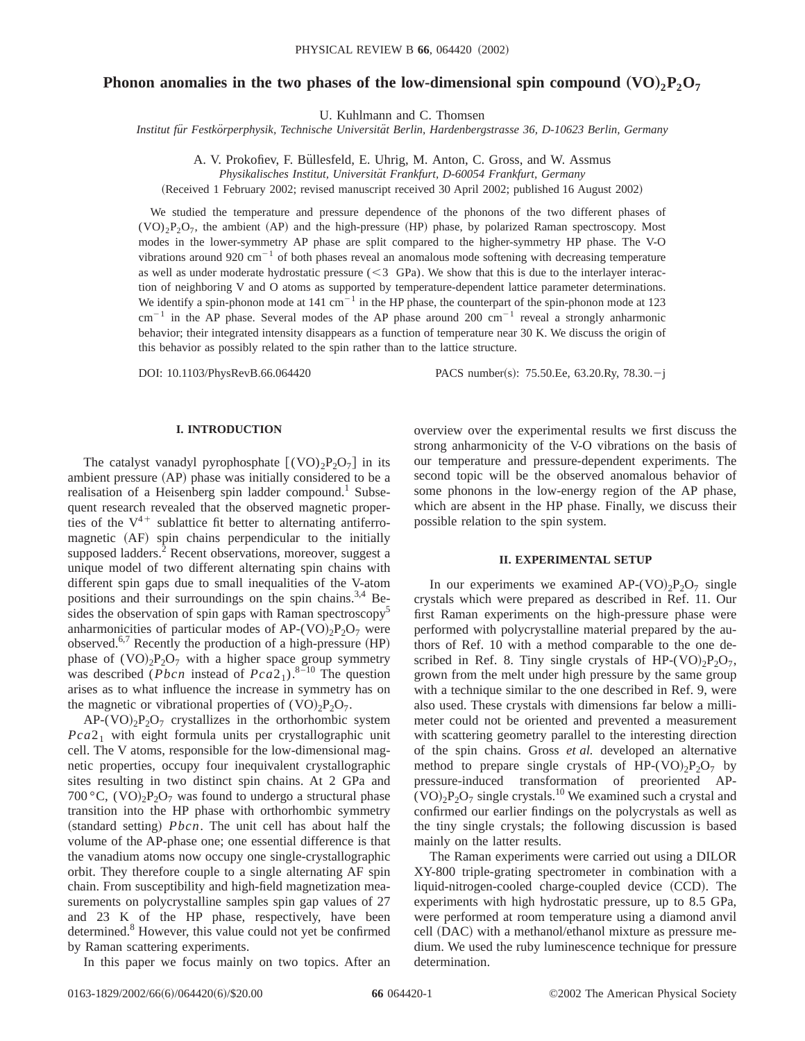# Phonon anomalies in the two phases of the low-dimensional spin compound $(VO)_2P_2O_7$

U. Kuhlmann and C. Thomsen

*Institut für Festkörperphysik, Technische Universität Berlin, Hardenbergstrasse 36, D-10623 Berlin, Germany*

A. V. Prokofiev, F. Büllesfeld, E. Uhrig, M. Anton, C. Gross, and W. Assmus

*Physikalisches Institut, Universität Frankfurt, D-60054 Frankfurt, Germany*

(Received 1 February 2002; revised manuscript received 30 April 2002; published 16 August 2002)

We studied the temperature and pressure dependence of the phonons of the two different phases of $(VO)_2P_2O_7$, the ambient (AP) and the high-pressure (HP) phase, by polarized Raman spectroscopy. Most modes in the lower-symmetry AP phase are split compared to the higher-symmetry HP phase. The V-O vibrations around 920 $cm^{-1}$ of both phases reveal an anomalous mode softening with decreasing temperature as well as under moderate hydrostatic pressure (<3 GPa). We show that this is due to the interlayer interaction of neighboring V and O atoms as supported by temperature-dependent lattice parameter determinations. We identify a spin-phonon mode at 141 $cm^{-1}$ in the HP phase, the counterpart of the spin-phonon mode at 123 $cm^{-1}$ in the AP phase. Several modes of the AP phase around 200 $cm^{-1}$ reveal a strongly anharmonic behavior; their integrated intensity disappears as a function of temperature near 30 K. We discuss the origin of this behavior as possibly related to the spin rather than to the lattice structure.

DOI: 10.1103/PhysRevB.66.064420 PACS number(s): 75.50.Ee, 63.20.Ry, 78.30.−j

## I. INTRODUCTION

The catalyst vanadyl pyrophosphate $[(VO)_2P_2O_7]$ in its ambient pressure (AP) phase was initially considered to be a realisation of a Heisenberg spin ladder compound.[1] Subsequent research revealed that the observed magnetic properties of the $V^{4+}$ sublattice fit better to alternating antiferromagnetic (AF) spin chains perpendicular to the initially supposed ladders.[2] Recent observations, moreover, suggest a unique model of two different alternating spin chains with different spin gaps due to small inequalities of the V-atom positions and their surroundings on the spin chains.[3,4] Besides the observation of spin gaps with Raman spectroscopy[5] anharmonicities of particular modes of AP-$(VO)_2P_2O_7$ were observed.[6,7] Recently the production of a high-pressure (HP) phase of $(VO)_2P_2O_7$ with a higher space group symmetry was described ($Pbcn$ instead of $Pca2_1$).[8–10] The question arises as to what influence the increase in symmetry has on the magnetic or vibrational properties of $(VO)_2P_2O_7$.

AP-$(VO)_2P_2O_7$ crystallizes in the orthorhombic system $Pca2_1$ with eight formula units per crystallographic unit cell. The V atoms, responsible for the low-dimensional magnetic properties, occupy four inequivalent crystallographic sites resulting in two distinct spin chains. At 2 GPa and 700 °C, $(VO)_2P_2O_7$ was found to undergo a structural phase transition into the HP phase with orthorhombic symmetry (standard setting) $Pbcn$. The unit cell has about half the volume of the AP-phase one; one essential difference is that the vanadium atoms now occupy one single-crystallographic orbit. They therefore couple to a single alternating AF spin chain. From susceptibility and high-field magnetization measurements on polycrystalline samples spin gap values of 27 and 23 K of the HP phase, respectively, have been determined.[8] However, this value could not yet be confirmed by Raman scattering experiments.

In this paper we focus mainly on two topics. After an overview over the experimental results we first discuss the strong anharmonicity of the V-O vibrations on the basis of our temperature and pressure-dependent experiments. The second topic will be the observed anomalous behavior of some phonons in the low-energy region of the AP phase, which are absent in the HP phase. Finally, we discuss their possible relation to the spin system.

## II. EXPERIMENTAL SETUP

In our experiments we examined AP-$(VO)_2P_2O_7$ single crystals which were prepared as described in Ref. 11. Our first Raman experiments on the high-pressure phase were performed with polycrystalline material prepared by the authors of Ref. 10 with a method comparable to the one described in Ref. 8. Tiny single crystals of HP-$(VO)_2P_2O_7$, grown from the melt under high pressure by the same group with a technique similar to the one described in Ref. 9, were also used. These crystals with dimensions far below a millimeter could not be oriented and prevented a measurement with scattering geometry parallel to the interesting direction of the spin chains. Gross *et al.* developed an alternative method to prepare single crystals of HP-$(VO)_2P_2O_7$ by pressure-induced transformation of preoriented AP-$(VO)_2P_2O_7$ single crystals.[10] We examined such a crystal and confirmed our earlier findings on the polycrystals as well as the tiny single crystals; the following discussion is based mainly on the latter results.

The Raman experiments were carried out using a DILOR XY-800 triple-grating spectrometer in combination with a liquid-nitrogen-cooled charge-coupled device (CCD). The experiments with high hydrostatic pressure, up to 8.5 GPa, were performed at room temperature using a diamond anvil cell (DAC) with a methanol/ethanol mixture as pressure medium. We used the ruby luminescence technique for pressure determination.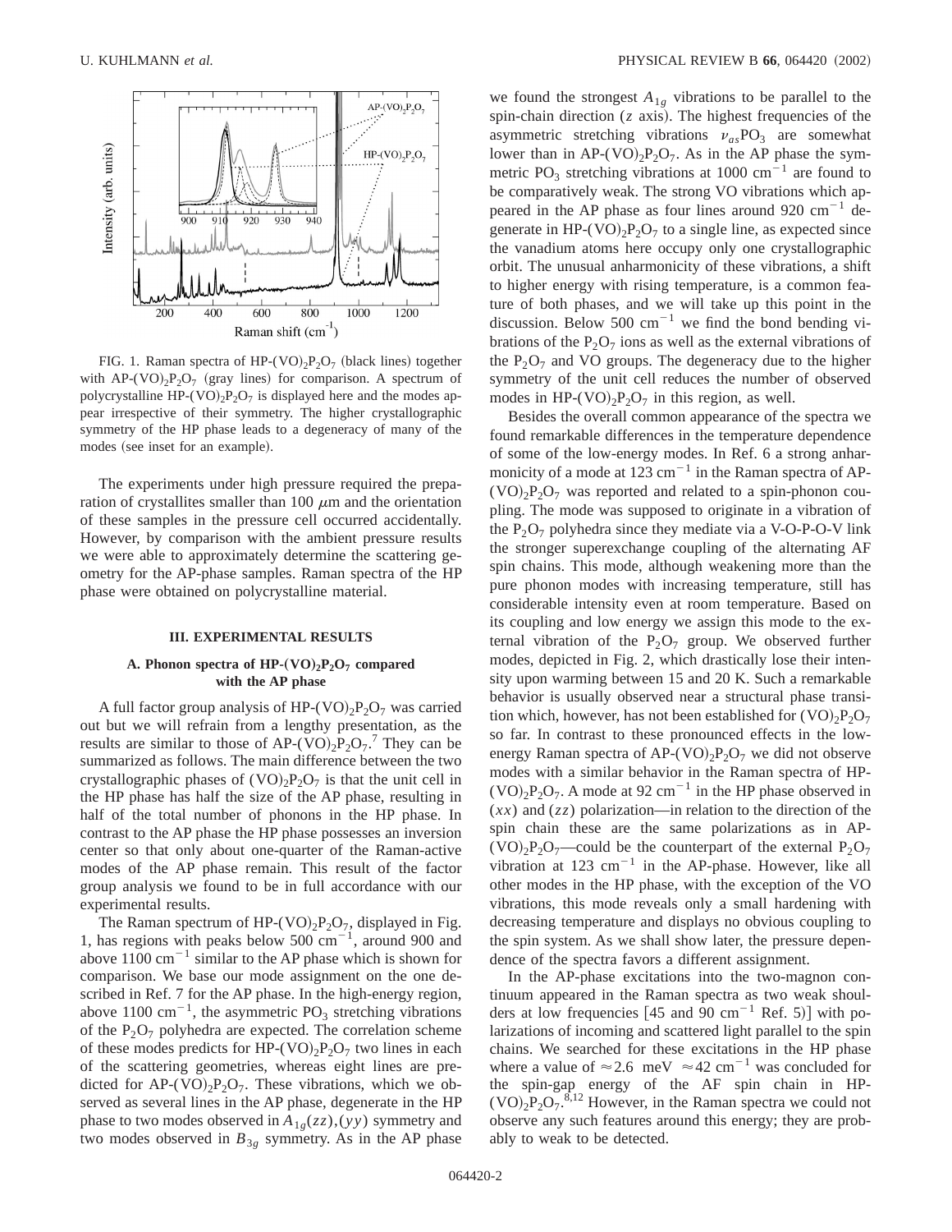FIG. 1. Raman spectra of HP-$(VO)_2P_2O_7$ (black lines) together with AP-$(VO)_2P_2O_7$ (gray lines) for comparison. A spectrum of polycrystalline HP-$(VO)_2P_2O_7$ is displayed here and the modes appear irrespective of their symmetry. The higher crystallographic symmetry of the HP phase leads to a degeneracy of many of the modes (see inset for an example).

The experiments under high pressure required the preparation of crystallites smaller than 100 $\mu$m and the orientation of these samples in the pressure cell occurred accidentally. However, by comparison with the ambient pressure results we were able to approximately determine the scattering geometry for the AP-phase samples. Raman spectra of the HP phase were obtained on polycrystalline material.

### III. EXPERIMENTAL RESULTS

#### A. Phonon spectra of HP-$(VO)_2P_2O_7$ compared with the AP phase

A full factor group analysis of HP-$(VO)_2P_2O_7$ was carried out but we will refrain from a lengthy presentation, as the results are similar to those of AP-$(VO)_2P_2O_7$.[7] They can be summarized as follows. The main difference between the two crystallographic phases of $(VO)_2P_2O_7$ is that the unit cell in the HP phase has half the size of the AP phase, resulting in half of the total number of phonons in the HP phase. In contrast to the AP phase the HP phase possesses an inversion center so that only about one-quarter of the Raman-active modes of the AP phase remain. This result of the factor group analysis we found to be in full accordance with our experimental results.

The Raman spectrum of HP-$(VO)_2P_2O_7$, displayed in Fig. 1, has regions with peaks below 500 $cm^{-1}$, around 900 and above 1100 $cm^{-1}$ similar to the AP phase which is shown for comparison. We base our mode assignment on the one described in Ref. 7 for the AP phase. In the high-energy region, above 1100 $cm^{-1}$, the asymmetric $PO_3$ stretching vibrations of the $P_2O_7$ polyhedra are expected. The correlation scheme of these modes predicts for HP-$(VO)_2P_2O_7$ two lines in each of the scattering geometries, whereas eight lines are predicted for AP-$(VO)_2P_2O_7$. These vibrations, which we observed as several lines in the AP phase, degenerate in the HP phase to two modes observed in $A_{1g}(zz),(yy)$ symmetry and two modes observed in $B_{3g}$ symmetry. As in the AP phase we found the strongest $A_{1g}$ vibrations to be parallel to the spin-chain direction ($z$ axis). The highest frequencies of the asymmetric stretching vibrations $\nu_{as}PO_3$ are somewhat lower than in AP-$(VO)_2P_2O_7$. As in the AP phase the symmetric $PO_3$ stretching vibrations at 1000 $cm^{-1}$ are found to be comparatively weak. The strong VO vibrations which appeared in the AP phase as four lines around 920 $cm^{-1}$ degenerate in HP-$(VO)_2P_2O_7$ to a single line, as expected since the vanadium atoms here occupy only one crystallographic orbit. The unusual anharmonicity of these vibrations, a shift to higher energy with rising temperature, is a common feature of both phases, and we will take up this point in the discussion. Below 500 $cm^{-1}$ we find the bond bending vibrations of the $P_2O_7$ ions as well as the external vibrations of the $P_2O_7$ and VO groups. The degeneracy due to the higher symmetry of the unit cell reduces the number of observed modes in HP-$(VO)_2P_2O_7$ in this region, as well.

Besides the overall common appearance of the spectra we found remarkable differences in the temperature dependence of some of the low-energy modes. In Ref. 6 a strong anharmonicity of a mode at 123 $cm^{-1}$ in the Raman spectra of AP-$(VO)_2P_2O_7$ was reported and related to a spin-phonon coupling. The mode was supposed to originate in a vibration of the $P_2O_7$ polyhedra since they mediate via a V-O-P-O-V link the stronger superexchange coupling of the alternating AF spin chains. This mode, although weakening more than the pure phonon modes with increasing temperature, still has considerable intensity even at room temperature. Based on its coupling and low energy we assign this mode to the external vibration of the $P_2O_7$ group. We observed further modes, depicted in Fig. 2, which drastically lose their intensity upon warming between 15 and 20 K. Such a remarkable behavior is usually observed near a structural phase transition which, however, has not been established for $(VO)_2P_2O_7$ so far. In contrast to these pronounced effects in the low-energy Raman spectra of AP-$(VO)_2P_2O_7$ we did not observe modes with a similar behavior in the Raman spectra of HP-$(VO)_2P_2O_7$. A mode at 92 $cm^{-1}$ in the HP phase observed in $(xx)$ and $(zz)$ polarization—in relation to the direction of the spin chain these are the same polarizations as in AP-$(VO)_2P_2O_7$—could be the counterpart of the external $P_2O_7$ vibration at 123 $cm^{-1}$ in the AP-phase. However, like all other modes in the HP phase, with the exception of the VO vibrations, this mode reveals only a small hardening with decreasing temperature and displays no obvious coupling to the spin system. As we shall show later, the pressure dependence of the spectra favors a different assignment.

In the AP-phase excitations into the two-magnon continuum appeared in the Raman spectra as two weak shoulders at low frequencies [45 and 90 $cm^{-1}$ Ref. 5)] with polarizations of incoming and scattered light parallel to the spin chains. We searched for these excitations in the HP phase where a value of $\approx 2.6$ meV $\approx 42$ $cm^{-1}$ was concluded for the spin-gap energy of the AF spin chain in HP-$(VO)_2P_2O_7$.[8,12] However, in the Raman spectra we could not observe any such features around this energy; they are probably to weak to be detected.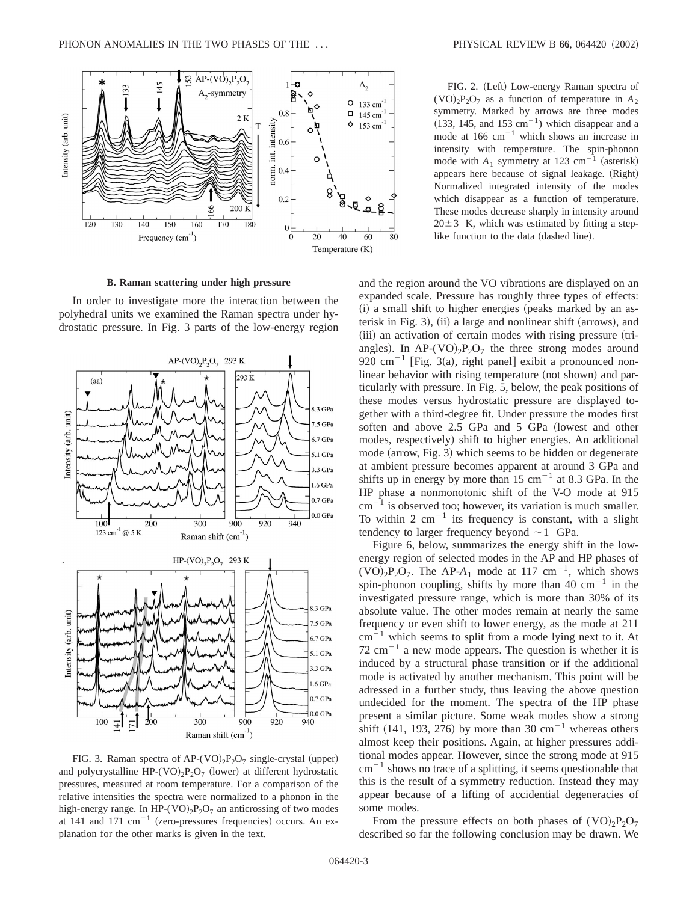FIG. 2. (Left) Low-energy Raman spectra of $(VO)_2P_2O_7$ as a function of temperature in $A_2$ symmetry. Marked by arrows are three modes (133, 145, and 153 $cm^{-1}$) which disappear and a mode at 166 $cm^{-1}$ which shows an increase in intensity with temperature. The spin-phonon mode with $A_1$ symmetry at 123 $cm^{-1}$ (asterisk) appears here because of signal leakage. (Right) Normalized integrated intensity of the modes which disappear as a function of temperature. These modes decrease sharply in intensity around $20 \pm 3$ K, which was estimated by fitting a step-like function to the data (dashed line).

### B. Raman scattering under high pressure

In order to investigate more the interaction between the polyhedral units we examined the Raman spectra under hydrostatic pressure. In Fig. 3 parts of the low-energy region and the region around the VO vibrations are displayed on an expanded scale. Pressure has roughly three types of effects: (i) a small shift to higher energies (peaks marked by an asterisk in Fig. 3), (ii) a large and nonlinear shift (arrows), and (iii) an activation of certain modes with rising pressure (triangles). In AP-$(VO)_2P_2O_7$ the three strong modes around 920 $cm^{-1}$ [Fig. 3(a), right panel] exibit a pronounced nonlinear behavior with rising temperature (not shown) and particularly with pressure. In Fig. 5, below, the peak positions of these modes versus hydrostatic pressure are displayed together with a third-degree fit. Under pressure the modes first soften and above 2.5 GPa and 5 GPa (lowest and other modes, respectively) shift to higher energies. An additional mode (arrow, Fig. 3) which seems to be hidden or degenerate at ambient pressure becomes apparent at around 3 GPa and shifts up in energy by more than 15 $cm^{-1}$ at 8.3 GPa. In the HP phase a nonmonotonic shift of the V-O mode at 915 $cm^{-1}$ is observed too; however, its variation is much smaller. To within 2 $cm^{-1}$ its frequency is constant, with a slight tendency to larger frequency beyond $\sim 1$ GPa.

FIG. 3. Raman spectra of AP-$(VO)_2P_2O_7$ single-crystal (upper) and polycrystalline HP-$(VO)_2P_2O_7$ (lower) at different hydrostatic pressures, measured at room temperature. For a comparison of the relative intensities the spectra were normalized to a phonon in the high-energy range. In HP-$(VO)_2P_2O_7$ an anticrossing of two modes at 141 and 171 $cm^{-1}$ (zero-pressures frequencies) occurs. An explanation for the other marks is given in the text.

Figure 6, below, summarizes the energy shift in the low-energy region of selected modes in the AP and HP phases of $(VO)_2P_2O_7$. The AP-$A_1$ mode at 117 $cm^{-1}$, which shows spin-phonon coupling, shifts by more than 40 $cm^{-1}$ in the investigated pressure range, which is more than 30% of its absolute value. The other modes remain at nearly the same frequency or even shift to lower energy, as the mode at 211 $cm^{-1}$ which seems to split from a mode lying next to it. At 72 $cm^{-1}$ a new mode appears. The question is whether it is induced by a structural phase transition or if the additional mode is activated by another mechanism. This point will be adressed in a further study, thus leaving the above question undecided for the moment. The spectra of the HP phase present a similar picture. Some weak modes show a strong shift (141, 193, 276) by more than 30 $cm^{-1}$ whereas others almost keep their positions. Again, at higher pressures additional modes appear. However, since the strong mode at 915 $cm^{-1}$ shows no trace of a splitting, it seems questionable that this is the result of a symmetry reduction. Instead they may appear because of a lifting of accidential degeneracies of some modes.

From the pressure effects on both phases of $(VO)_2P_2O_7$ described so far the following conclusion may be drawn. We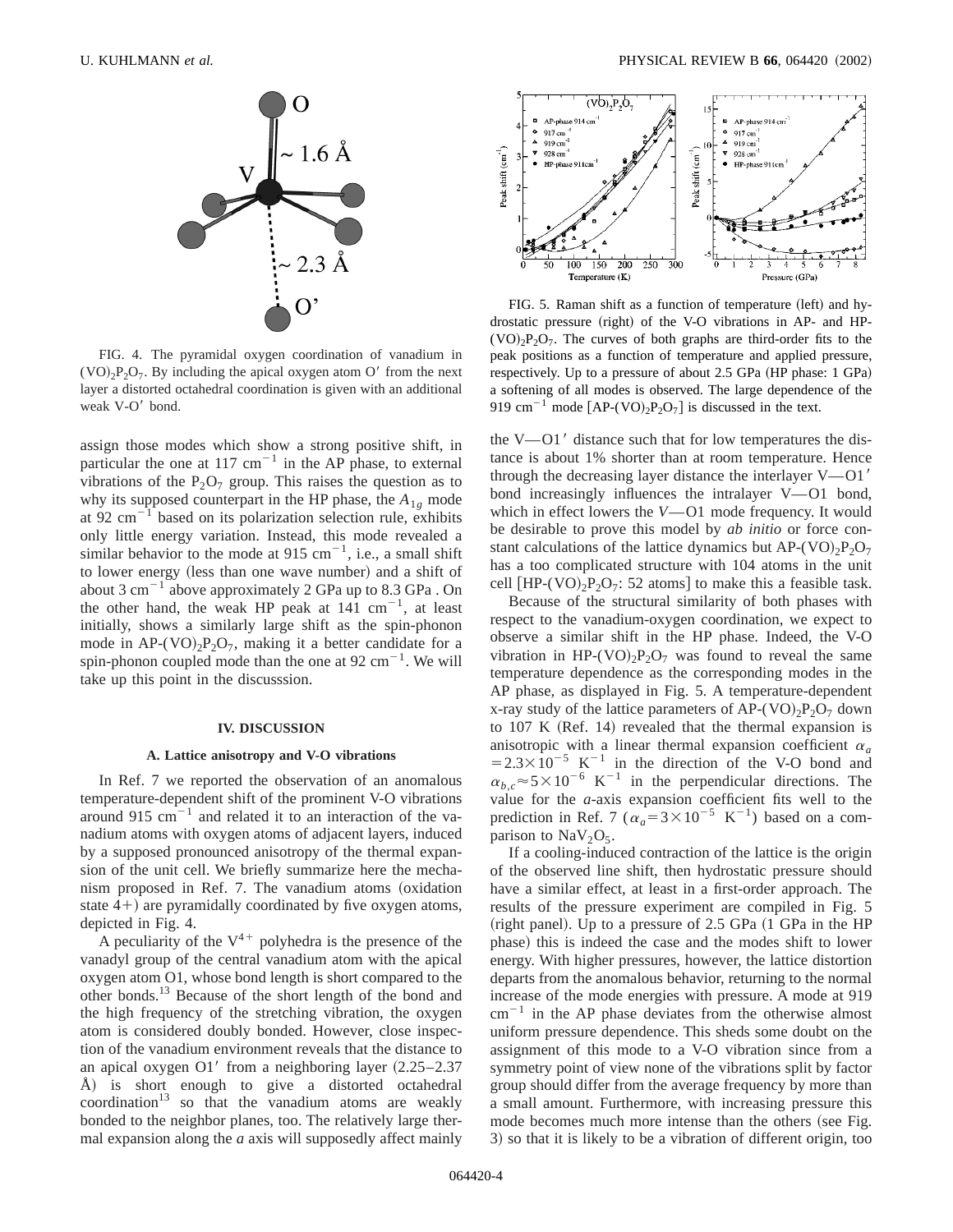FIG. 4. The pyramidal oxygen coordination of vanadium in $(VO)_2P_2O_7$. By including the apical oxygen atom O′ from the next layer a distorted octahedral coordination is given with an additional weak V-O′ bond.

FIG. 5. Raman shift as a function of temperature (left) and hydrostatic pressure (right) of the V-O vibrations in AP- and HP-$(VO)_2P_2O_7$. The curves of both graphs are third-order fits to the peak positions as a function of temperature and applied pressure, respectively. Up to a pressure of about 2.5 GPa (HP phase: 1 GPa) a softening of all modes is observed. The large dependence of the 919 $cm^{-1}$ mode [AP-$(VO)_2P_2O_7$] is discussed in the text.

assign those modes which show a strong positive shift, in particular the one at 117 $cm^{-1}$ in the AP phase, to external vibrations of the $P_2O_7$ group. This raises the question as to why its supposed counterpart in the HP phase, the $A_{1g}$ mode at 92 $cm^{-1}$ based on its polarization selection rule, exhibits only little energy variation. Instead, this mode revealed a similar behavior to the mode at 915 $cm^{-1}$, i.e., a small shift to lower energy (less than one wave number) and a shift of about 3 $cm^{-1}$ above approximately 2 GPa up to 8.3 GPa . On the other hand, the weak HP peak at 141 $cm^{-1}$, at least initially, shows a similarly large shift as the spin-phonon mode in AP-$(VO)_2P_2O_7$, making it a better candidate for a spin-phonon coupled mode than the one at 92 $cm^{-1}$. We will take up this point in the discusssion.

## IV. DISCUSSION

### A. Lattice anisotropy and V-O vibrations

In Ref. 7 we reported the observation of an anomalous temperature-dependent shift of the prominent V-O vibrations around 915 $cm^{-1}$ and related it to an interaction of the vanadium atoms with oxygen atoms of adjacent layers, induced by a supposed pronounced anisotropy of the thermal expansion of the unit cell. We briefly summarize here the mechanism proposed in Ref. 7. The vanadium atoms (oxidation state 4+) are pyramidally coordinated by five oxygen atoms, depicted in Fig. 4.

A peculiarity of the $V^{4+}$ polyhedra is the presence of the vanadyl group of the central vanadium atom with the apical oxygen atom O1, whose bond length is short compared to the other bonds.[13] Because of the short length of the bond and the high frequency of the stretching vibration, the oxygen atom is considered doubly bonded. However, close inspection of the vanadium environment reveals that the distance to an apical oxygen O1′ from a neighboring layer (2.25–2.37 Å) is short enough to give a distorted octahedral coordination[13] so that the vanadium atoms are weakly bonded to the neighbor planes, too. The relatively large thermal expansion along the *a* axis will supposedly affect mainly the V—O1′ distance such that for low temperatures the distance is about 1% shorter than at room temperature. Hence through the decreasing layer distance the interlayer V—O1′ bond increasingly influences the intralayer V—O1 bond, which in effect lowers the *V*—O1 mode frequency. It would be desirable to prove this model by *ab initio* or force constant calculations of the lattice dynamics but AP-$(VO)_2P_2O_7$ has a too complicated structure with 104 atoms in the unit cell [HP-$(VO)_2P_2O_7$: 52 atoms] to make this a feasible task.

Because of the structural similarity of both phases with respect to the vanadium-oxygen coordination, we expect to observe a similar shift in the HP phase. Indeed, the V-O vibration in HP-$(VO)_2P_2O_7$ was found to reveal the same temperature dependence as the corresponding modes in the AP phase, as displayed in Fig. 5. A temperature-dependent x-ray study of the lattice parameters of AP-$(VO)_2P_2O_7$ down to 107 K (Ref. 14) revealed that the thermal expansion is anisotropic with a linear thermal expansion coefficient $\alpha_a = 2.3\times10^{-5}$ $K^{-1}$ in the direction of the V-O bond and $\alpha_{b,c}\approx5\times10^{-6}$ $K^{-1}$ in the perpendicular directions. The value for the *a*-axis expansion coefficient fits well to the prediction in Ref. 7 ($\alpha_a = 3\times10^{-5}$ $K^{-1}$) based on a comparison to $NaV_2O_5$.

If a cooling-induced contraction of the lattice is the origin of the observed line shift, then hydrostatic pressure should have a similar effect, at least in a first-order approach. The results of the pressure experiment are compiled in Fig. 5 (right panel). Up to a pressure of 2.5 GPa (1 GPa in the HP phase) this is indeed the case and the modes shift to lower energy. With higher pressures, however, the lattice distortion departs from the anomalous behavior, returning to the normal increase of the mode energies with pressure. A mode at 919 $cm^{-1}$ in the AP phase deviates from the otherwise almost uniform pressure dependence. This sheds some doubt on the assignment of this mode to a V-O vibration since from a symmetry point of view none of the vibrations split by factor group should differ from the average frequency by more than a small amount. Furthermore, with increasing pressure this mode becomes much more intense than the others (see Fig. 3) so that it is likely to be a vibration of different origin, too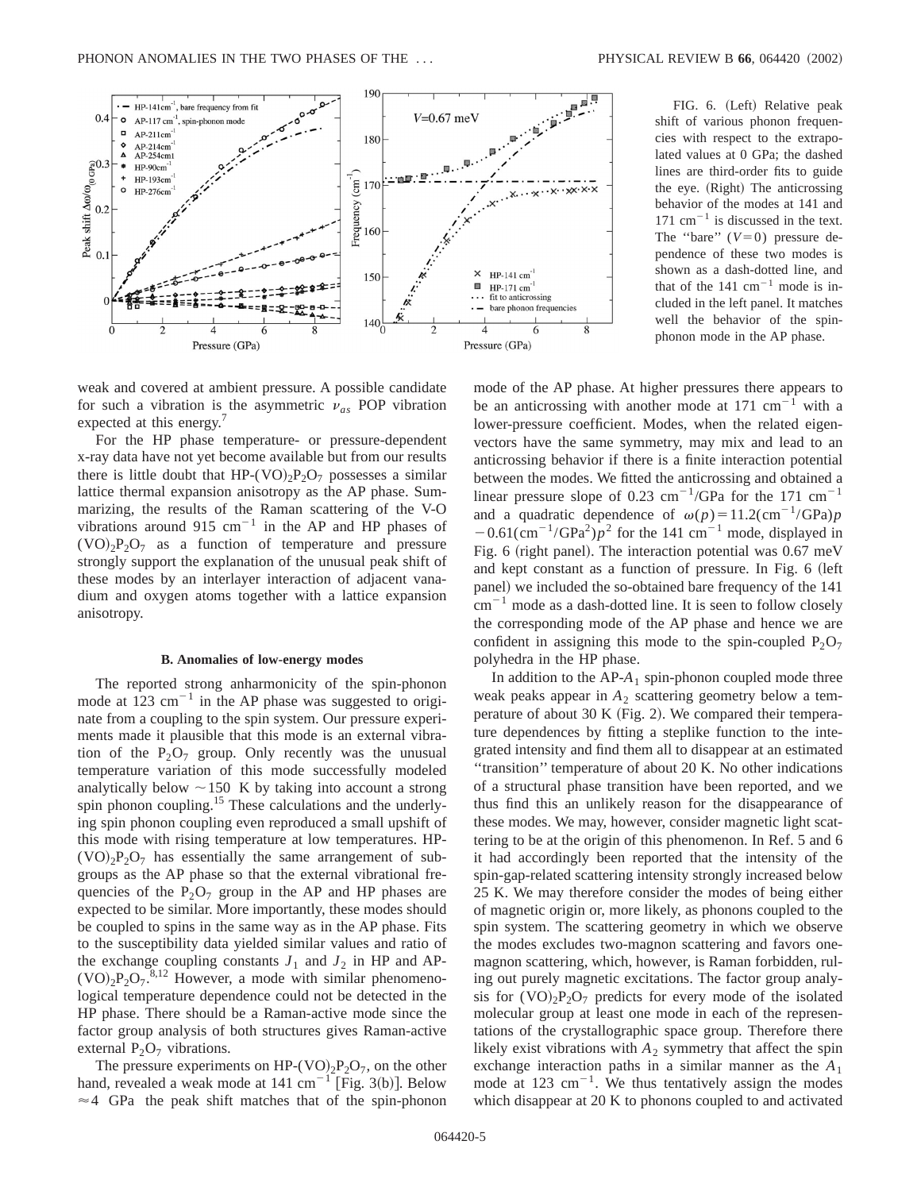FIG. 6. (Left) Relative peak shift of various phonon frequencies with respect to the extrapolated values at 0 GPa; the dashed lines are third-order fits to guide the eye. (Right) The anticrossing behavior of the modes at 141 and 171 $cm^{-1}$ is discussed in the text. The "bare" ($V=0$) pressure dependence of these two modes is shown as a dash-dotted line, and that of the 141 $cm^{-1}$ mode is included in the left panel. It matches well the behavior of the spin-phonon mode in the AP phase.

weak and covered at ambient pressure. A possible candidate for such a vibration is the asymmetric $\nu_{as}$ POP vibration expected at this energy.[7]

For the HP phase temperature- or pressure-dependent x-ray data have not yet become available but from our results there is little doubt that HP-$(VO)_2P_2O_7$ possesses a similar lattice thermal expansion anisotropy as the AP phase. Summarizing, the results of the Raman scattering of the V-O vibrations around 915 $cm^{-1}$ in the AP and HP phases of $(VO)_2P_2O_7$ as a function of temperature and pressure strongly support the explanation of the unusual peak shift of these modes by an interlayer interaction of adjacent vanadium and oxygen atoms together with a lattice expansion anisotropy.

### B. Anomalies of low-energy modes

The reported strong anharmonicity of the spin-phonon mode at 123 $cm^{-1}$ in the AP phase was suggested to originate from a coupling to the spin system. Our pressure experiments made it plausible that this mode is an external vibration of the $P_2O_7$ group. Only recently was the unusual temperature variation of this mode successfully modeled analytically below $\sim 150$ K by taking into account a strong spin phonon coupling.[15] These calculations and the underlying spin phonon coupling even reproduced a small upshift of this mode with rising temperature at low temperatures. HP-$(VO)_2P_2O_7$ has essentially the same arrangement of subgroups as the AP phase so that the external vibrational frequencies of the $P_2O_7$ group in the AP and HP phases are expected to be similar. More importantly, these modes should be coupled to spins in the same way as in the AP phase. Fits to the susceptibility data yielded similar values and ratio of the exchange coupling constants $J_1$ and $J_2$ in HP and AP-$(VO)_2P_2O_7$.[8,12] However, a mode with similar phenomenological temperature dependence could not be detected in the HP phase. There should be a Raman-active mode since the factor group analysis of both structures gives Raman-active external $P_2O_7$ vibrations.

The pressure experiments on HP-$(VO)_2P_2O_7$, on the other hand, revealed a weak mode at 141 $cm^{-1}$ [Fig. 3(b)]. Below $\approx 4$ GPa the peak shift matches that of the spin-phonon mode of the AP phase. At higher pressures there appears to be an anticrossing with another mode at 171 $cm^{-1}$ with a lower-pressure coefficient. Modes, when the related eigenvectors have the same symmetry, may mix and lead to an anticrossing behavior if there is a finite interaction potential between the modes. We fitted the anticrossing and obtained a linear pressure slope of 0.23 $cm^{-1}$/GPa for the 171 $cm^{-1}$ and a quadratic dependence of $\omega(p)=11.2(\mathrm{cm}^{-1}/\mathrm{GPa})p-0.61(\mathrm{cm}^{-1}/\mathrm{GPa}^2)p^2$ for the 141 $cm^{-1}$ mode, displayed in Fig. 6 (right panel). The interaction potential was 0.67 meV and kept constant as a function of pressure. In Fig. 6 (left panel) we included the so-obtained bare frequency of the 141 $cm^{-1}$ mode as a dash-dotted line. It is seen to follow closely the corresponding mode of the AP phase and hence we are confident in assigning this mode to the spin-coupled $P_2O_7$ polyhedra in the HP phase.

In addition to the AP-$A_1$ spin-phonon coupled mode three weak peaks appear in $A_2$ scattering geometry below a temperature of about 30 K (Fig. 2). We compared their temperature dependences by fitting a steplike function to the integrated intensity and find them all to disappear at an estimated "transition" temperature of about 20 K. No other indications of a structural phase transition have been reported, and we thus find this an unlikely reason for the disappearance of these modes. We may, however, consider magnetic light scattering to be at the origin of this phenomenon. In Ref. 5 and 6 it had accordingly been reported that the intensity of the spin-gap-related scattering intensity strongly increased below 25 K. We may therefore consider the modes of being either of magnetic origin or, more likely, as phonons coupled to the spin system. The scattering geometry in which we observe the modes excludes two-magnon scattering and favors one-magnon scattering, which, however, is Raman forbidden, ruling out purely magnetic excitations. The factor group analysis for $(VO)_2P_2O_7$ predicts for every mode of the isolated molecular group at least one mode in each of the representations of the crystallographic space group. Therefore there likely exist vibrations with $A_2$ symmetry that affect the spin exchange interaction paths in a similar manner as the $A_1$ mode at 123 $cm^{-1}$. We thus tentatively assign the modes which disappear at 20 K to phonons coupled to and activated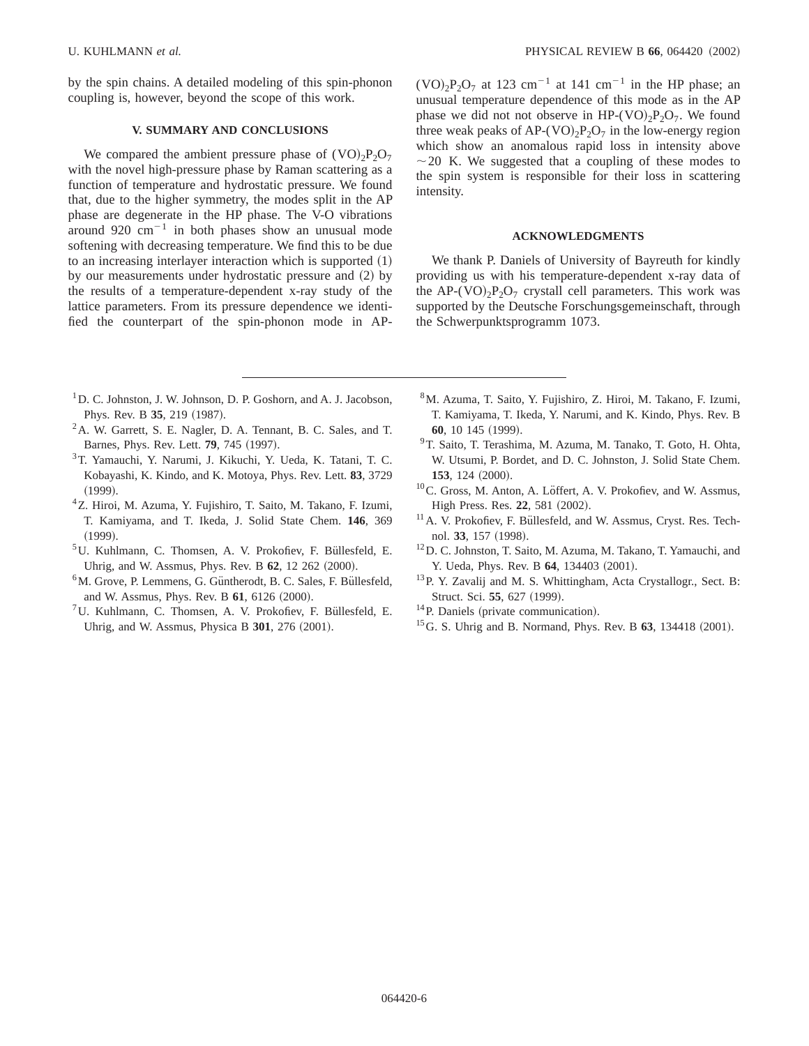by the spin chains. A detailed modeling of this spin-phonon coupling is, however, beyond the scope of this work.

## V. SUMMARY AND CONCLUSIONS

We compared the ambient pressure phase of $(VO)_2P_2O_7$ with the novel high-pressure phase by Raman scattering as a function of temperature and hydrostatic pressure. We found that, due to the higher symmetry, the modes split in the AP phase are degenerate in the HP phase. The V-O vibrations around 920 $cm^{-1}$ in both phases show an unusual mode softening with decreasing temperature. We find this to be due to an increasing interlayer interaction which is supported (1) by our measurements under hydrostatic pressure and (2) by the results of a temperature-dependent x-ray study of the lattice parameters. From its pressure dependence we identified the counterpart of the spin-phonon mode in AP-$(VO)_2P_2O_7$ at 123 $cm^{-1}$ at 141 $cm^{-1}$ in the HP phase; an unusual temperature dependence of this mode as in the AP phase we did not not observe in HP-$(VO)_2P_2O_7$. We found three weak peaks of AP-$(VO)_2P_2O_7$ in the low-energy region which show an anomalous rapid loss in intensity above $\sim$20 K. We suggested that a coupling of these modes to the spin system is responsible for their loss in scattering intensity.

## ACKNOWLEDGMENTS

We thank P. Daniels of University of Bayreuth for kindly providing us with his temperature-dependent x-ray data of the AP-$(VO)_2P_2O_7$ crystall cell parameters. This work was supported by the Deutsche Forschungsgemeinschaft, through the Schwerpunktsprogramm 1073.

---

[1] D. C. Johnston, J. W. Johnson, D. P. Goshorn, and A. J. Jacobson, Phys. Rev. B **35**, 219 (1987).

[2] A. W. Garrett, S. E. Nagler, D. A. Tennant, B. C. Sales, and T. Barnes, Phys. Rev. Lett. **79**, 745 (1997).

[3] T. Yamauchi, Y. Narumi, J. Kikuchi, Y. Ueda, K. Tatani, T. C. Kobayashi, K. Kindo, and K. Motoya, Phys. Rev. Lett. **83**, 3729 (1999).

[4] Z. Hiroi, M. Azuma, Y. Fujishiro, T. Saito, M. Takano, F. Izumi, T. Kamiyama, and T. Ikeda, J. Solid State Chem. **146**, 369 (1999).

[5] U. Kuhlmann, C. Thomsen, A. V. Prokofiev, F. Büllesfeld, E. Uhrig, and W. Assmus, Phys. Rev. B **62**, 12 262 (2000).

[6] M. Grove, P. Lemmens, G. Güntherodt, B. C. Sales, F. Büllesfeld, and W. Assmus, Phys. Rev. B **61**, 6126 (2000).

[7] U. Kuhlmann, C. Thomsen, A. V. Prokofiev, F. Büllesfeld, E. Uhrig, and W. Assmus, Physica B **301**, 276 (2001).

[8] M. Azuma, T. Saito, Y. Fujishiro, Z. Hiroi, M. Takano, F. Izumi, T. Kamiyama, T. Ikeda, Y. Narumi, and K. Kindo, Phys. Rev. B **60**, 10 145 (1999).

[9] T. Saito, T. Terashima, M. Azuma, M. Tanako, T. Goto, H. Ohta, W. Utsumi, P. Bordet, and D. C. Johnston, J. Solid State Chem. **153**, 124 (2000).

[10] C. Gross, M. Anton, A. Löffert, A. V. Prokofiev, and W. Assmus, High Press. Res. **22**, 581 (2002).

[11] A. V. Prokofiev, F. Büllesfeld, and W. Assmus, Cryst. Res. Technol. **33**, 157 (1998).

[12] D. C. Johnston, T. Saito, M. Azuma, M. Takano, T. Yamauchi, and Y. Ueda, Phys. Rev. B **64**, 134403 (2001).

[13] P. Y. Zavalij and M. S. Whittingham, Acta Crystallogr., Sect. B: Struct. Sci. **55**, 627 (1999).

[14] P. Daniels (private communication).

[15] G. S. Uhrig and B. Normand, Phys. Rev. B **63**, 134418 (2001).